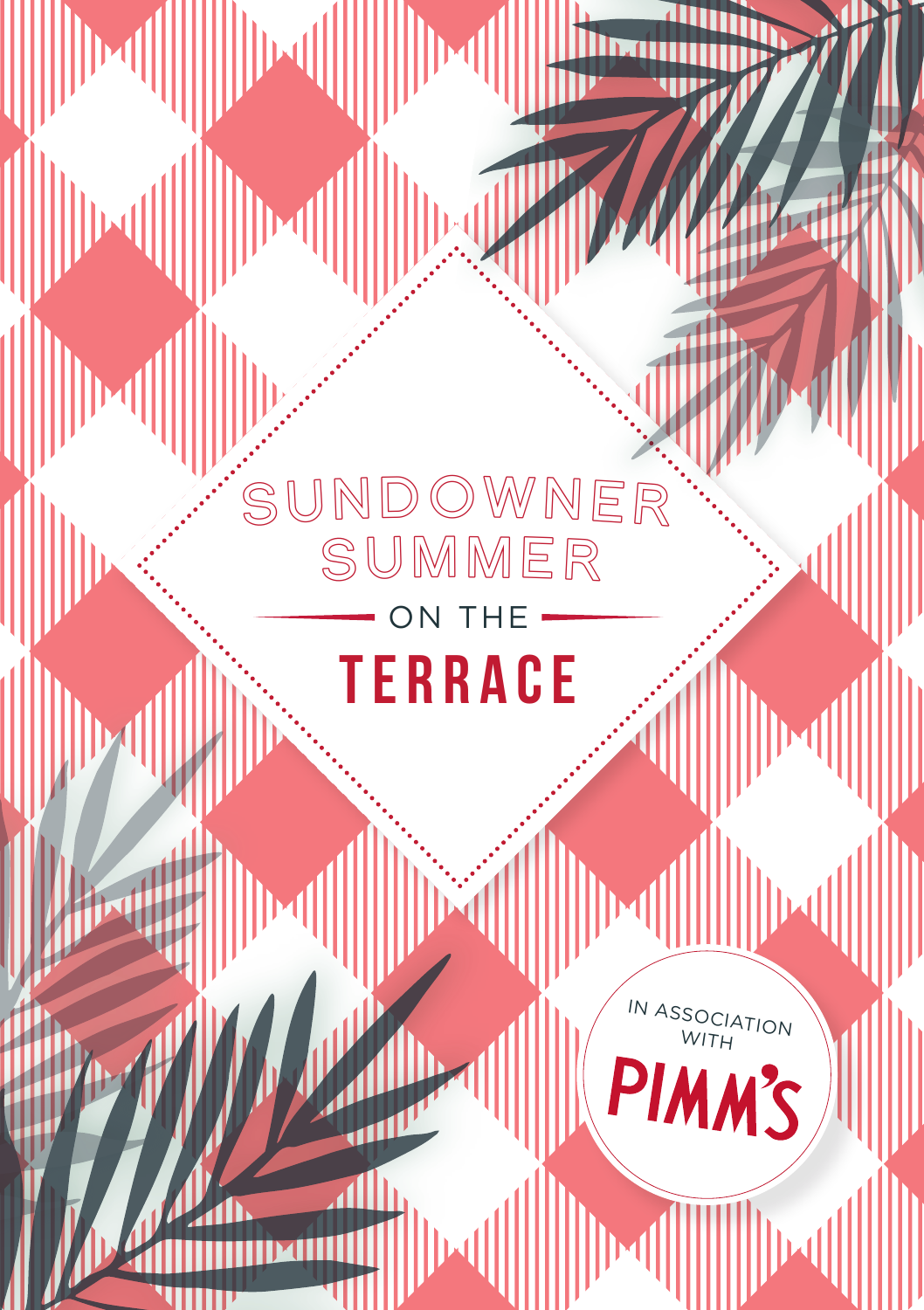# SUNDOWNER SUMMER

ON THE

# TERRACE

IN ASSOCIATION WITH

PIMM'S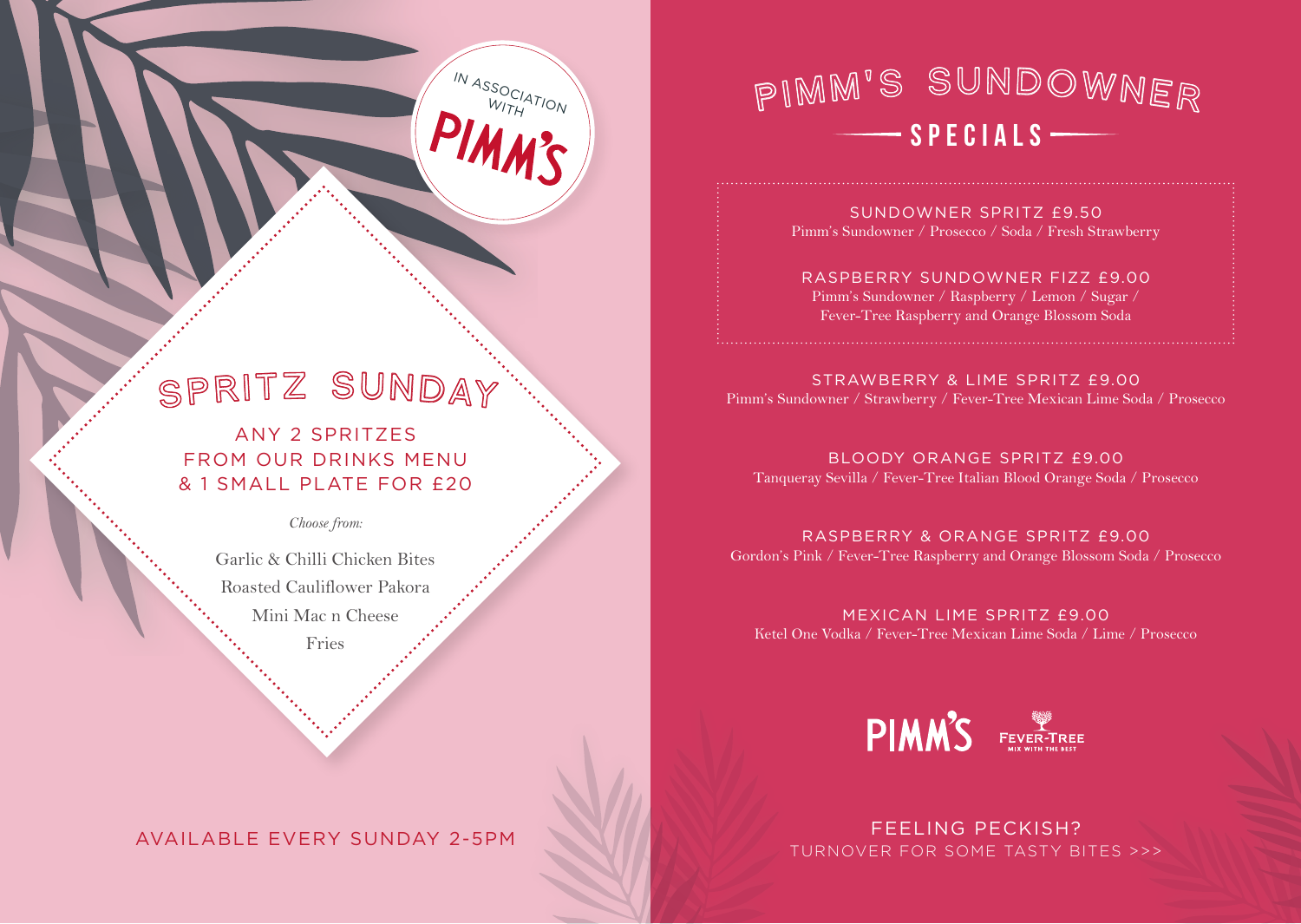IN ASSOCIATION WITH PIMM'S

## SPRITZ SUNDAY

ANY 2 SPRITZES
FROM OUR DRINKS MENU
& 1 SMALL PLATE FOR £20

*Choose from:*

Garlic & Chilli Chicken Bites
Roasted Cauliflower Pakora
Mini Mac n Cheese
Fries

AVAILABLE EVERY SUNDAY 2-5PM

# PIMM'S SUNDOWNER

## SPECIALS

**SUNDOWNER SPRITZ £9.50**
Pimm's Sundowner / Prosecco / Soda / Fresh Strawberry

**RASPBERRY SUNDOWNER FIZZ £9.00**
Pimm's Sundowner / Raspberry / Lemon / Sugar / Fever-Tree Raspberry and Orange Blossom Soda

**STRAWBERRY & LIME SPRITZ £9.00**
Pimm's Sundowner / Strawberry / Fever-Tree Mexican Lime Soda / Prosecco

**BLOODY ORANGE SPRITZ £9.00**
Tanqueray Sevilla / Fever-Tree Italian Blood Orange Soda / Prosecco

**RASPBERRY & ORANGE SPRITZ £9.00**
Gordon's Pink / Fever-Tree Raspberry and Orange Blossom Soda / Prosecco

**MEXICAN LIME SPRITZ £9.00**
Ketel One Vodka / Fever-Tree Mexican Lime Soda / Lime / Prosecco

PIMM'S FEVER-TREE MIX WITH THE BEST

FEELING PECKISH?
TURNOVER FOR SOME TASTY BITES >>>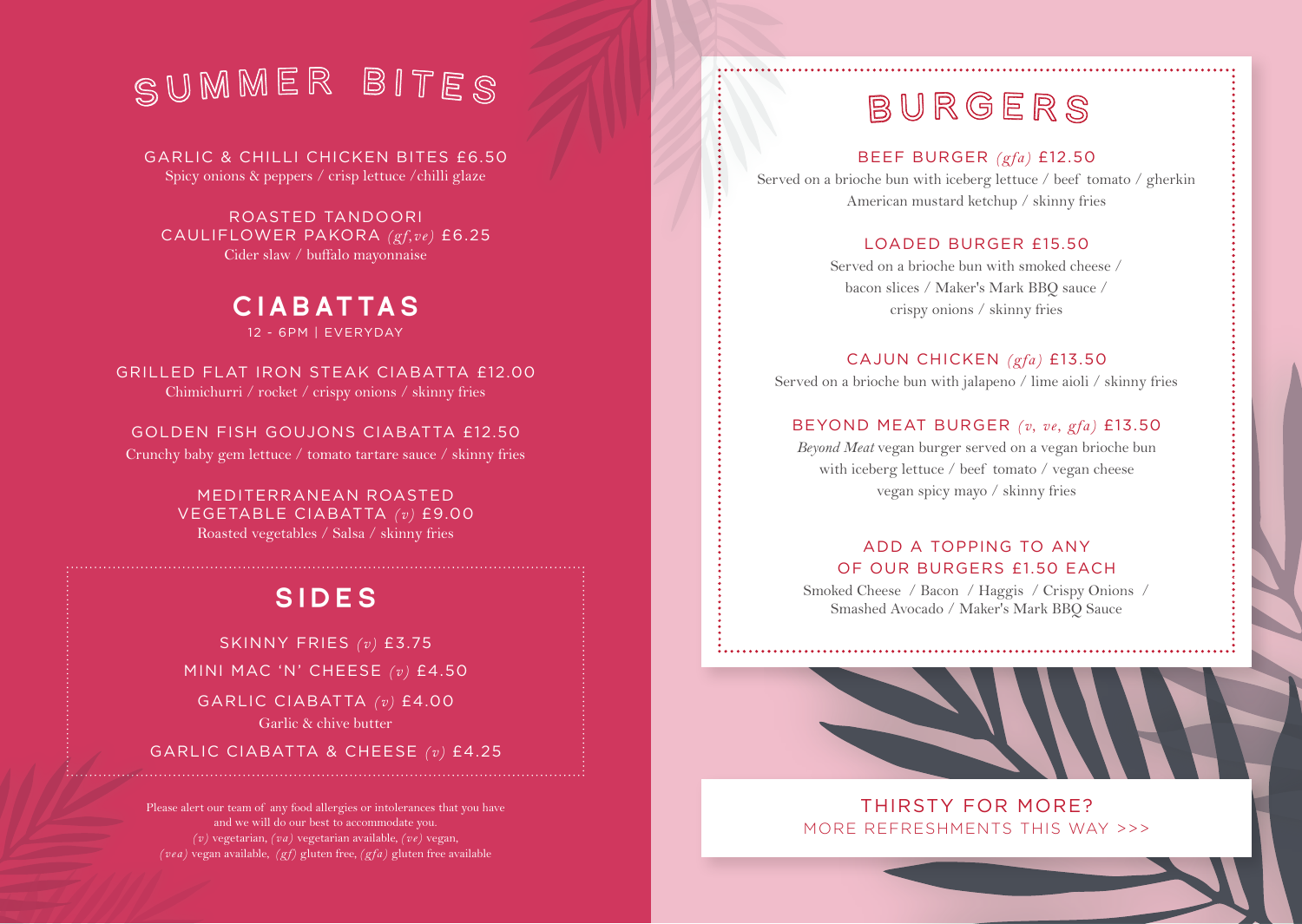# SUMMER BITES

GARLIC & CHILLI CHICKEN BITES £6.50
Spicy onions & peppers / crisp lettuce /chilli glaze

ROASTED TANDOORI CAULIFLOWER PAKORA *(gf,ve)* £6.25
Cider slaw / buffalo mayonnaise

## CIABATTAS

12 - 6PM | EVERYDAY

GRILLED FLAT IRON STEAK CIABATTA £12.00
Chimichurri / rocket / crispy onions / skinny fries

GOLDEN FISH GOUJONS CIABATTA £12.50
Crunchy baby gem lettuce / tomato tartare sauce / skinny fries

MEDITERRANEAN ROASTED VEGETABLE CIABATTA *(v)* £9.00
Roasted vegetables / Salsa / skinny fries

## SIDES

SKINNY FRIES *(v)* £3.75

MINI MAC 'N' CHEESE *(v)* £4.50

GARLIC CIABATTA *(v)* £4.00
Garlic & chive butter

GARLIC CIABATTA & CHEESE *(v)* £4.25

Please alert our team of any food allergies or intolerances that you have and we will do our best to accommodate you.
*(v)* vegetarian, *(va)* vegetarian available, *(ve)* vegan, *(vea)* vegan available, *(gf)* gluten free, *(gfa)* gluten free available

# BURGERS

BEEF BURGER *(gfa)* £12.50
Served on a brioche bun with iceberg lettuce / beef tomato / gherkin American mustard ketchup / skinny fries

LOADED BURGER £15.50
Served on a brioche bun with smoked cheese / bacon slices / Maker's Mark BBQ sauce / crispy onions / skinny fries

CAJUN CHICKEN *(gfa)* £13.50
Served on a brioche bun with jalapeno / lime aioli / skinny fries

BEYOND MEAT BURGER *(v, ve, gfa)* £13.50
*Beyond Meat* vegan burger served on a vegan brioche bun with iceberg lettuce / beef tomato / vegan cheese vegan spicy mayo / skinny fries

ADD A TOPPING TO ANY OF OUR BURGERS £1.50 EACH
Smoked Cheese / Bacon / Haggis / Crispy Onions / Smashed Avocado / Maker's Mark BBQ Sauce

THIRSTY FOR MORE?
MORE REFRESHMENTS THIS WAY >>>